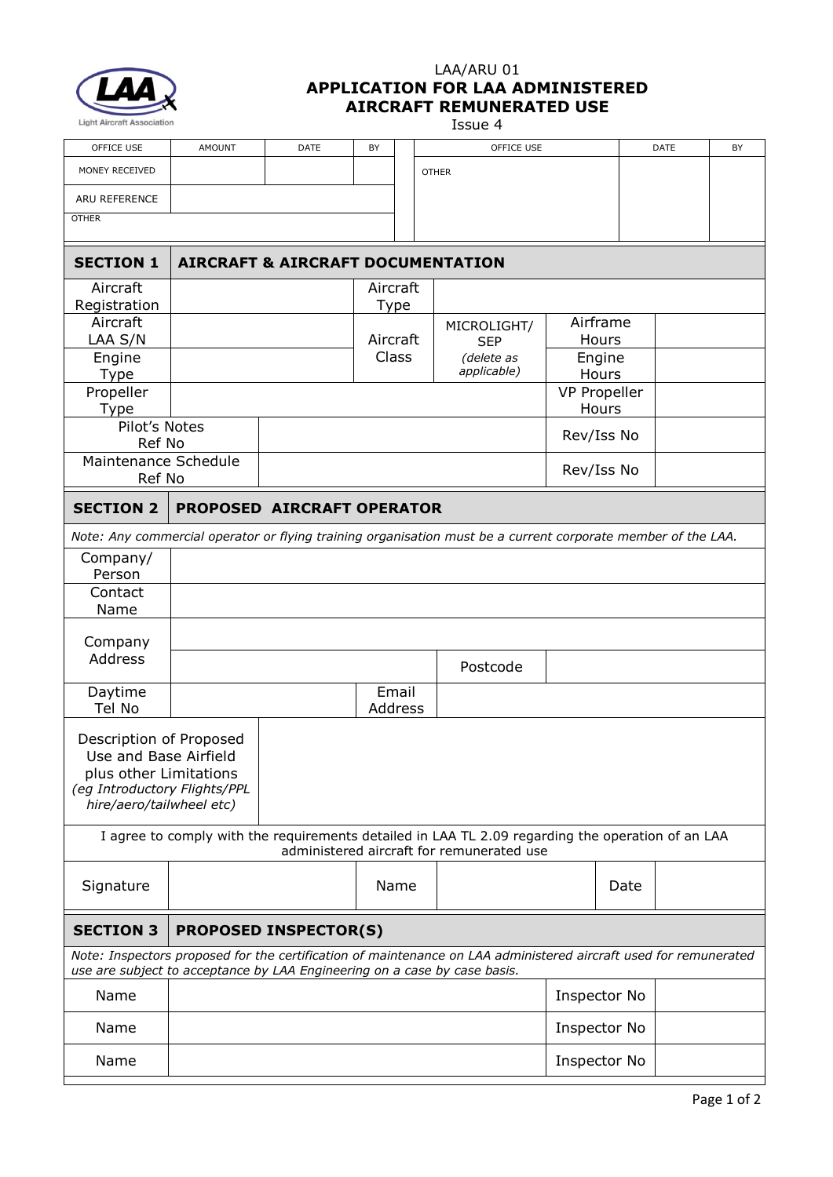LAA/ARU 01

# APPLICATION FOR LAA ADMINISTERED AIRCRAFT REMUNERATED USE

Issue 4

| OFFICE USE | AMOUNT | DATE | BY | OFFICE USE | DATE | BY |
|---|---|---|---|---|---|---|
| MONEY RECEIVED | | | | OTHER | | |
| ARU REFERENCE | | | | | | |
| OTHER | | | | | | |

## SECTION 1 AIRCRAFT & AIRCRAFT DOCUMENTATION

| | | | | | |
|---|---|---|---|---|---|
| Aircraft Registration | | Aircraft Type | | | |
| Aircraft LAA S/N | | Aircraft Class | MICROLIGHT/ SEP *(delete as applicable)* | Airframe Hours | |
| Engine Type | | | | Engine Hours | |
| Propeller Type | | | | VP Propeller Hours | |
| Pilot's Notes Ref No | | | | Rev/Iss No | |
| Maintenance Schedule Ref No | | | | Rev/Iss No | |

## SECTION 2 PROPOSED AIRCRAFT OPERATOR

*Note: Any commercial operator or flying training organisation must be a current corporate member of the LAA.*

| | | | |
|---|---|---|---|
| Company/ Person | | | |
| Contact Name | | | |
| Company Address | | | |
| | | Postcode | |
| Daytime Tel No | | Email Address | |
| Description of Proposed Use and Base Airfield plus other Limitations *(eg Introductory Flights/PPL hire/aero/tailwheel etc)* | | | |

I agree to comply with the requirements detailed in LAA TL 2.09 regarding the operation of an LAA administered aircraft for remunerated use

| | | | | | |
|---|---|---|---|---|---|
| Signature | | Name | | Date | |

## SECTION 3 PROPOSED INSPECTOR(S)

*Note: Inspectors proposed for the certification of maintenance on LAA administered aircraft used for remunerated use are subject to acceptance by LAA Engineering on a case by case basis.*

| | | | |
|---|---|---|---|
| Name | | Inspector No | |
| Name | | Inspector No | |
| Name | | Inspector No | |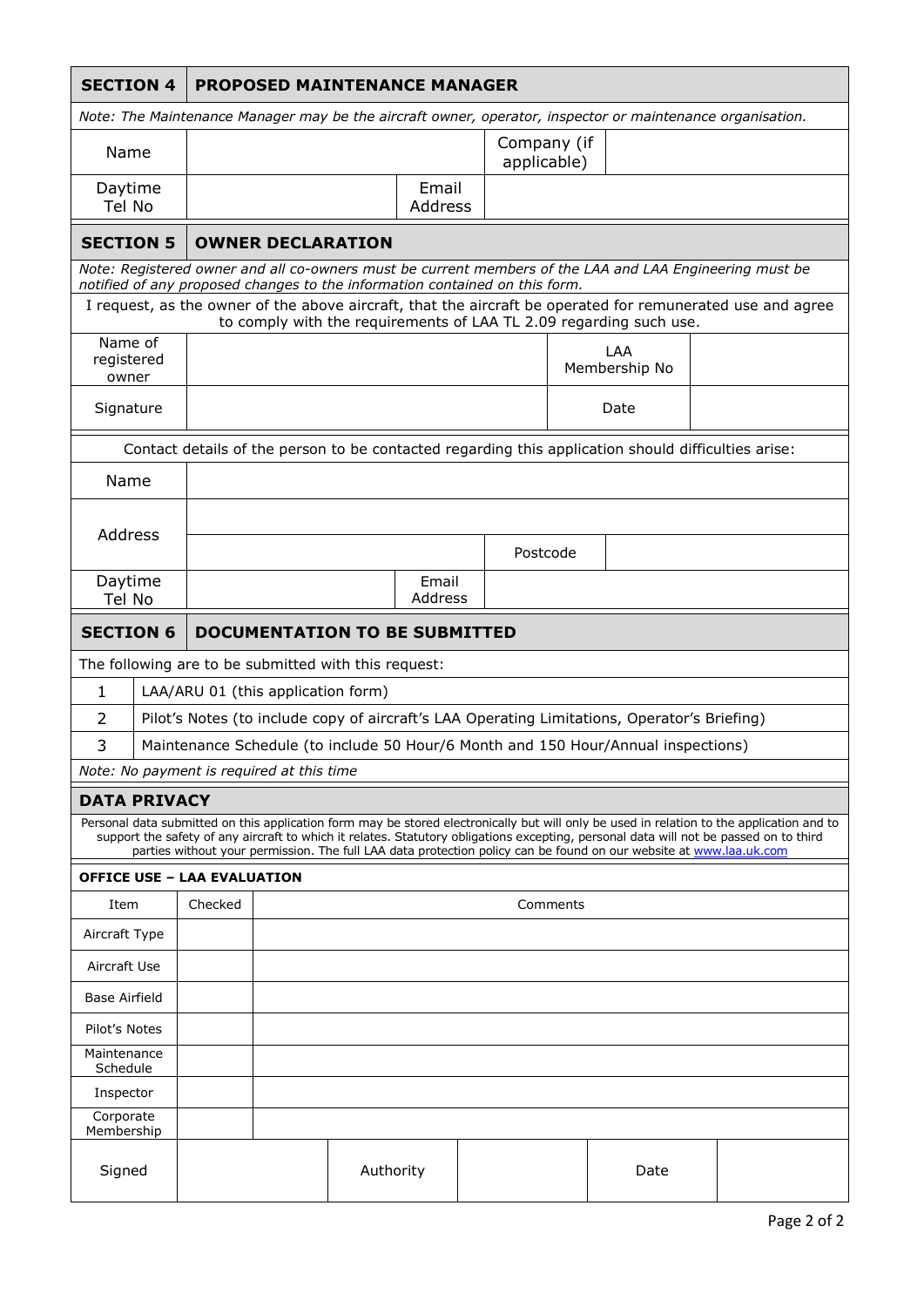## SECTION 4 PROPOSED MAINTENANCE MANAGER

*Note: The Maintenance Manager may be the aircraft owner, operator, inspector or maintenance organisation.*

| | | | |
|---|---|---|---|
| Name | | Company (if applicable) | |
| Daytime Tel No | | Email Address | |

## SECTION 5 OWNER DECLARATION

*Note: Registered owner and all co-owners must be current members of the LAA and LAA Engineering must be notified of any proposed changes to the information contained on this form.*

I request, as the owner of the above aircraft, that the aircraft be operated for remunerated use and agree to comply with the requirements of LAA TL 2.09 regarding such use.

| | | | |
|---|---|---|---|
| Name of registered owner | | LAA Membership No | |
| Signature | | Date | |

Contact details of the person to be contacted regarding this application should difficulties arise:

| | | | |
|---|---|---|---|
| Name | | | |
| Address | | | |
| | | Postcode | |
| Daytime Tel No | | Email Address | |

## SECTION 6 DOCUMENTATION TO BE SUBMITTED

The following are to be submitted with this request:

| | |
|---|---|
| 1 | LAA/ARU 01 (this application form) |
| 2 | Pilot's Notes (to include copy of aircraft's LAA Operating Limitations, Operator's Briefing) |
| 3 | Maintenance Schedule (to include 50 Hour/6 Month and 150 Hour/Annual inspections) |

*Note: No payment is required at this time*

## DATA PRIVACY

Personal data submitted on this application form may be stored electronically but will only be used in relation to the application and to support the safety of any aircraft to which it relates. Statutory obligations excepting, personal data will not be passed on to third parties without your permission. The full LAA data protection policy can be found on our website at www.laa.uk.com

**OFFICE USE – LAA EVALUATION**

| Item | Checked | Comments |
|---|---|---|
| Aircraft Type | | |
| Aircraft Use | | |
| Base Airfield | | |
| Pilot's Notes | | |
| Maintenance Schedule | | |
| Inspector | | |
| Corporate Membership | | |

| | | | | | |
|---|---|---|---|---|---|
| Signed | | Authority | | Date | |